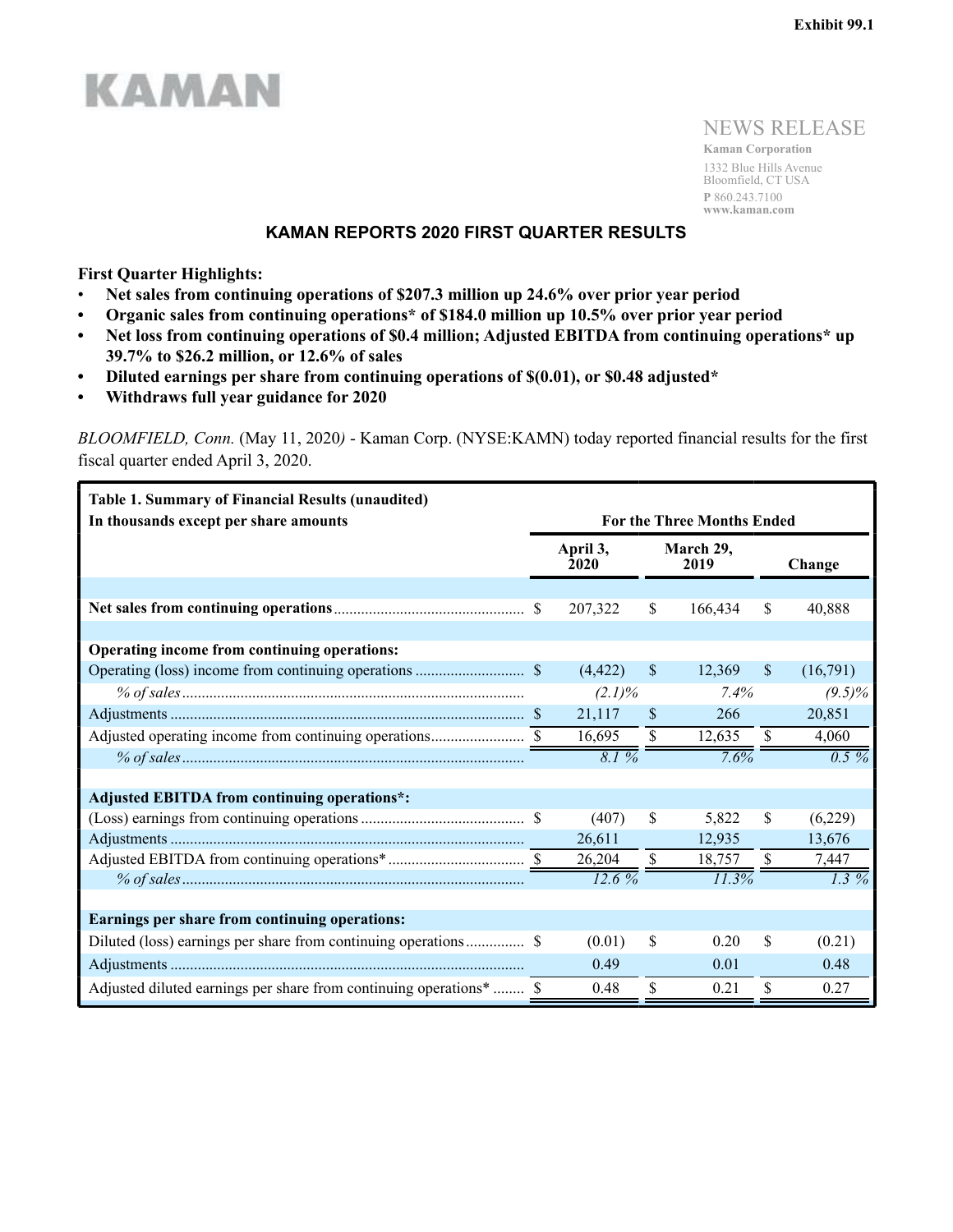Exhibit 99.1

KAMAN

NEWS RELEASE

**Kaman Corporation**
1332 Blue Hills Avenue
Bloomfield, CT USA
**P** 860.243.7100
**www.kaman.com**

## KAMAN REPORTS 2020 FIRST QUARTER RESULTS

**First Quarter Highlights:**

- **Net sales from continuing operations of $207.3 million up 24.6% over prior year period**
- **Organic sales from continuing operations* of $184.0 million up 10.5% over prior year period**
- **Net loss from continuing operations of $0.4 million; Adjusted EBITDA from continuing operations* up 39.7% to $26.2 million, or 12.6% of sales**
- **Diluted earnings per share from continuing operations of $(0.01), or $0.48 adjusted***
- **Withdraws full year guidance for 2020**

*BLOOMFIELD, Conn.* (May 11, 2020*)* - Kaman Corp. (NYSE:KAMN) today reported financial results for the first fiscal quarter ended April 3, 2020.

| **Table 1. Summary of Financial Results (unaudited)**<br>**In thousands except per share amounts** | **For the Three Months Ended** | | |
|---|---|---|---|
| | **April 3, 2020** | **March 29, 2019** | **Change** |
| **Net sales from continuing operations** | $ 207,322 | $ 166,434 | $ 40,888 |
| **Operating income from continuing operations:** | | | |
| Operating (loss) income from continuing operations | $ (4,422) | $ 12,369 | $ (16,791) |
| *% of sales* | *(2.1)%* | *7.4%* | *(9.5)%* |
| Adjustments | $ 21,117 | $ 266 | 20,851 |
| Adjusted operating income from continuing operations | $ 16,695 | $ 12,635 | $ 4,060 |
| *% of sales* | *8.1 %* | *7.6%* | *0.5 %* |
| **Adjusted EBITDA from continuing operations*:** | | | |
| (Loss) earnings from continuing operations | $ (407) | $ 5,822 | $ (6,229) |
| Adjustments | 26,611 | 12,935 | 13,676 |
| Adjusted EBITDA from continuing operations* | $ 26,204 | $ 18,757 | $ 7,447 |
| *% of sales* | *12.6 %* | *11.3%* | *1.3 %* |
| **Earnings per share from continuing operations:** | | | |
| Diluted (loss) earnings per share from continuing operations | $ (0.01) | $ 0.20 | $ (0.21) |
| Adjustments | 0.49 | 0.01 | 0.48 |
| Adjusted diluted earnings per share from continuing operations* | $ 0.48 | $ 0.21 | $ 0.27 |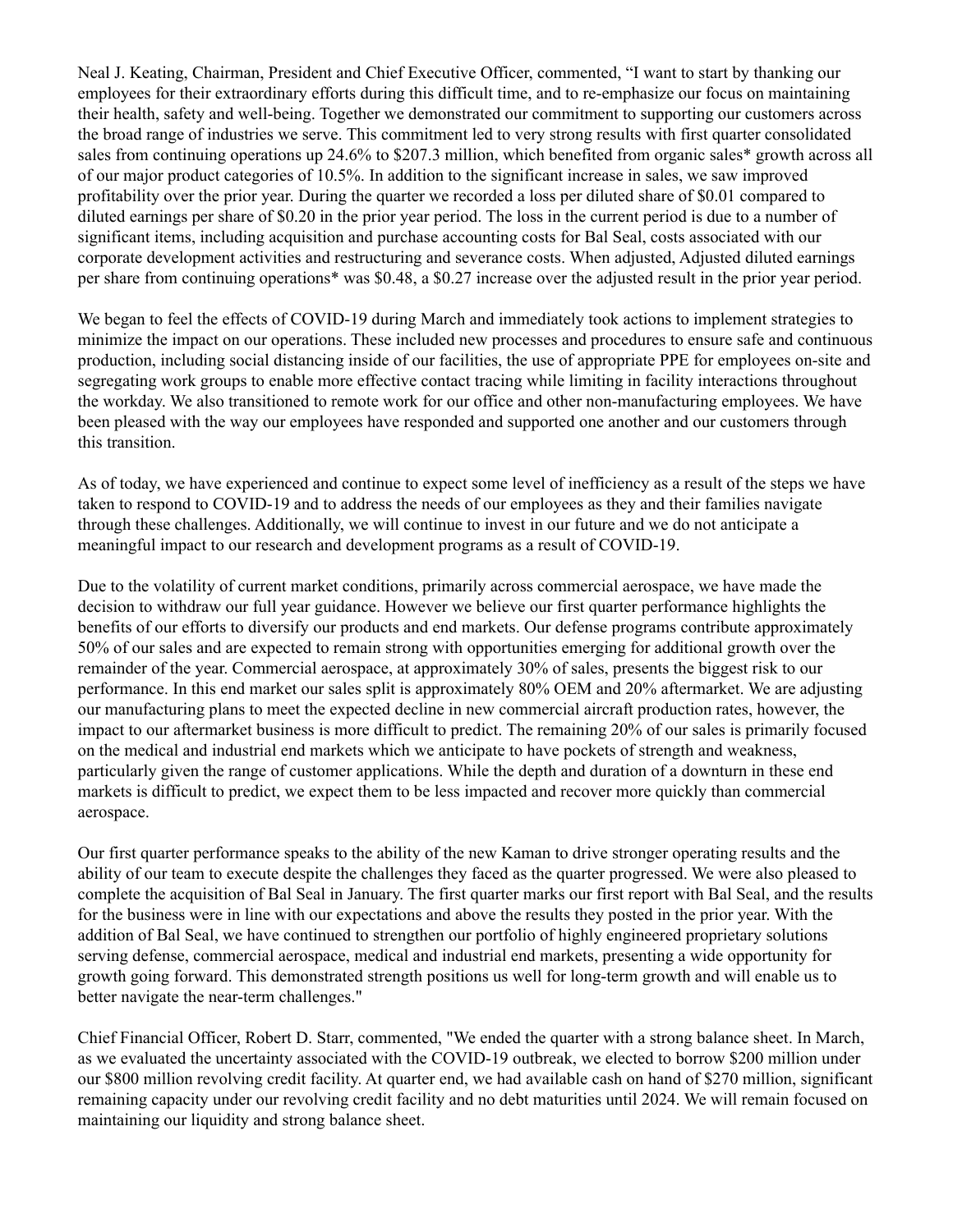Neal J. Keating, Chairman, President and Chief Executive Officer, commented, "I want to start by thanking our employees for their extraordinary efforts during this difficult time, and to re-emphasize our focus on maintaining their health, safety and well-being. Together we demonstrated our commitment to supporting our customers across the broad range of industries we serve. This commitment led to very strong results with first quarter consolidated sales from continuing operations up 24.6% to $207.3 million, which benefited from organic sales* growth across all of our major product categories of 10.5%. In addition to the significant increase in sales, we saw improved profitability over the prior year. During the quarter we recorded a loss per diluted share of $0.01 compared to diluted earnings per share of $0.20 in the prior year period. The loss in the current period is due to a number of significant items, including acquisition and purchase accounting costs for Bal Seal, costs associated with our corporate development activities and restructuring and severance costs. When adjusted, Adjusted diluted earnings per share from continuing operations* was $0.48, a $0.27 increase over the adjusted result in the prior year period.

We began to feel the effects of COVID-19 during March and immediately took actions to implement strategies to minimize the impact on our operations. These included new processes and procedures to ensure safe and continuous production, including social distancing inside of our facilities, the use of appropriate PPE for employees on-site and segregating work groups to enable more effective contact tracing while limiting in facility interactions throughout the workday. We also transitioned to remote work for our office and other non-manufacturing employees. We have been pleased with the way our employees have responded and supported one another and our customers through this transition.

As of today, we have experienced and continue to expect some level of inefficiency as a result of the steps we have taken to respond to COVID-19 and to address the needs of our employees as they and their families navigate through these challenges. Additionally, we will continue to invest in our future and we do not anticipate a meaningful impact to our research and development programs as a result of COVID-19.

Due to the volatility of current market conditions, primarily across commercial aerospace, we have made the decision to withdraw our full year guidance. However we believe our first quarter performance highlights the benefits of our efforts to diversify our products and end markets. Our defense programs contribute approximately 50% of our sales and are expected to remain strong with opportunities emerging for additional growth over the remainder of the year. Commercial aerospace, at approximately 30% of sales, presents the biggest risk to our performance. In this end market our sales split is approximately 80% OEM and 20% aftermarket. We are adjusting our manufacturing plans to meet the expected decline in new commercial aircraft production rates, however, the impact to our aftermarket business is more difficult to predict. The remaining 20% of our sales is primarily focused on the medical and industrial end markets which we anticipate to have pockets of strength and weakness, particularly given the range of customer applications. While the depth and duration of a downturn in these end markets is difficult to predict, we expect them to be less impacted and recover more quickly than commercial aerospace.

Our first quarter performance speaks to the ability of the new Kaman to drive stronger operating results and the ability of our team to execute despite the challenges they faced as the quarter progressed. We were also pleased to complete the acquisition of Bal Seal in January. The first quarter marks our first report with Bal Seal, and the results for the business were in line with our expectations and above the results they posted in the prior year. With the addition of Bal Seal, we have continued to strengthen our portfolio of highly engineered proprietary solutions serving defense, commercial aerospace, medical and industrial end markets, presenting a wide opportunity for growth going forward. This demonstrated strength positions us well for long-term growth and will enable us to better navigate the near-term challenges."

Chief Financial Officer, Robert D. Starr, commented, "We ended the quarter with a strong balance sheet. In March, as we evaluated the uncertainty associated with the COVID-19 outbreak, we elected to borrow $200 million under our $800 million revolving credit facility. At quarter end, we had available cash on hand of $270 million, significant remaining capacity under our revolving credit facility and no debt maturities until 2024. We will remain focused on maintaining our liquidity and strong balance sheet.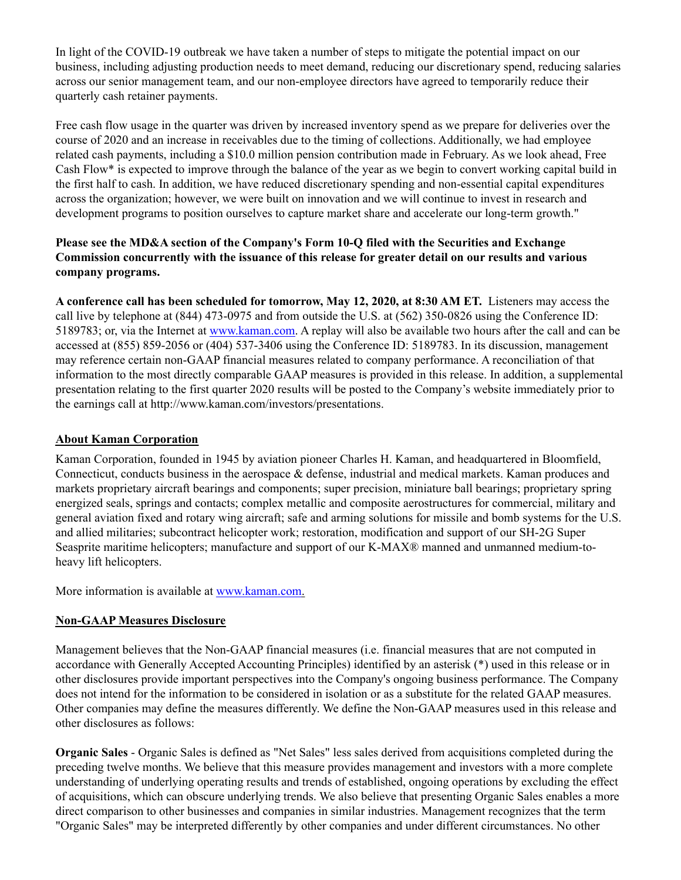In light of the COVID-19 outbreak we have taken a number of steps to mitigate the potential impact on our business, including adjusting production needs to meet demand, reducing our discretionary spend, reducing salaries across our senior management team, and our non-employee directors have agreed to temporarily reduce their quarterly cash retainer payments.

Free cash flow usage in the quarter was driven by increased inventory spend as we prepare for deliveries over the course of 2020 and an increase in receivables due to the timing of collections. Additionally, we had employee related cash payments, including a $10.0 million pension contribution made in February. As we look ahead, Free Cash Flow* is expected to improve through the balance of the year as we begin to convert working capital build in the first half to cash. In addition, we have reduced discretionary spending and non-essential capital expenditures across the organization; however, we were built on innovation and we will continue to invest in research and development programs to position ourselves to capture market share and accelerate our long-term growth."

**Please see the MD&A section of the Company's Form 10-Q filed with the Securities and Exchange Commission concurrently with the issuance of this release for greater detail on our results and various company programs.**

**A conference call has been scheduled for tomorrow, May 12, 2020, at 8:30 AM ET.** Listeners may access the call live by telephone at (844) 473-0975 and from outside the U.S. at (562) 350-0826 using the Conference ID: 5189783; or, via the Internet at www.kaman.com. A replay will also be available two hours after the call and can be accessed at (855) 859-2056 or (404) 537-3406 using the Conference ID: 5189783. In its discussion, management may reference certain non-GAAP financial measures related to company performance. A reconciliation of that information to the most directly comparable GAAP measures is provided in this release. In addition, a supplemental presentation relating to the first quarter 2020 results will be posted to the Company's website immediately prior to the earnings call at http://www.kaman.com/investors/presentations.

## About Kaman Corporation

Kaman Corporation, founded in 1945 by aviation pioneer Charles H. Kaman, and headquartered in Bloomfield, Connecticut, conducts business in the aerospace & defense, industrial and medical markets. Kaman produces and markets proprietary aircraft bearings and components; super precision, miniature ball bearings; proprietary spring energized seals, springs and contacts; complex metallic and composite aerostructures for commercial, military and general aviation fixed and rotary wing aircraft; safe and arming solutions for missile and bomb systems for the U.S. and allied militaries; subcontract helicopter work; restoration, modification and support of our SH-2G Super Seasprite maritime helicopters; manufacture and support of our K-MAX® manned and unmanned medium-to-heavy lift helicopters.

More information is available at www.kaman.com.

## Non-GAAP Measures Disclosure

Management believes that the Non-GAAP financial measures (i.e. financial measures that are not computed in accordance with Generally Accepted Accounting Principles) identified by an asterisk (*) used in this release or in other disclosures provide important perspectives into the Company's ongoing business performance. The Company does not intend for the information to be considered in isolation or as a substitute for the related GAAP measures. Other companies may define the measures differently. We define the Non-GAAP measures used in this release and other disclosures as follows:

**Organic Sales** - Organic Sales is defined as "Net Sales" less sales derived from acquisitions completed during the preceding twelve months. We believe that this measure provides management and investors with a more complete understanding of underlying operating results and trends of established, ongoing operations by excluding the effect of acquisitions, which can obscure underlying trends. We also believe that presenting Organic Sales enables a more direct comparison to other businesses and companies in similar industries. Management recognizes that the term "Organic Sales" may be interpreted differently by other companies and under different circumstances. No other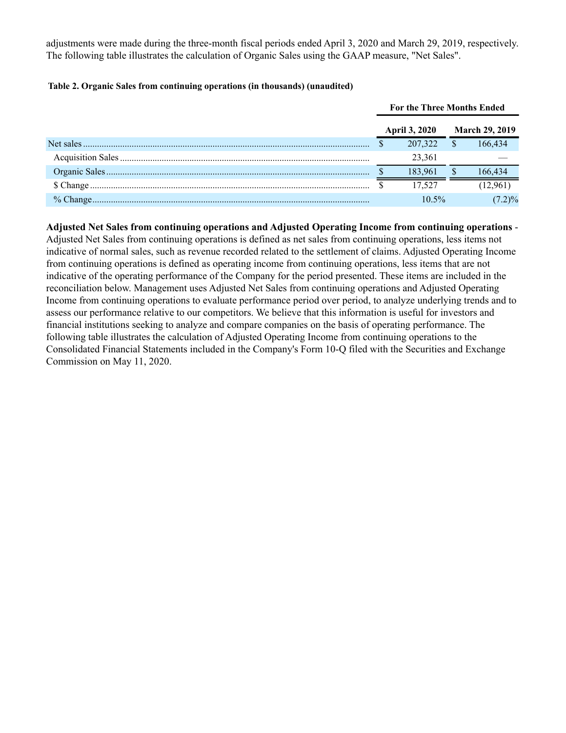adjustments were made during the three-month fiscal periods ended April 3, 2020 and March 29, 2019, respectively. The following table illustrates the calculation of Organic Sales using the GAAP measure, "Net Sales".

**Table 2. Organic Sales from continuing operations (in thousands) (unaudited)**

| | For the Three Months Ended | |
|---|---|---|
| | April 3, 2020 | March 29, 2019 |
| Net sales | $ 207,322 | $ 166,434 |
| Acquisition Sales | 23,361 | — |
| Organic Sales | $ 183,961 | $ 166,434 |
| $ Change | $ 17,527 | (12,961) |
| % Change | 10.5% | (7.2)% |

**Adjusted Net Sales from continuing operations and Adjusted Operating Income from continuing operations** - Adjusted Net Sales from continuing operations is defined as net sales from continuing operations, less items not indicative of normal sales, such as revenue recorded related to the settlement of claims. Adjusted Operating Income from continuing operations is defined as operating income from continuing operations, less items that are not indicative of the operating performance of the Company for the period presented. These items are included in the reconciliation below. Management uses Adjusted Net Sales from continuing operations and Adjusted Operating Income from continuing operations to evaluate performance period over period, to analyze underlying trends and to assess our performance relative to our competitors. We believe that this information is useful for investors and financial institutions seeking to analyze and compare companies on the basis of operating performance. The following table illustrates the calculation of Adjusted Operating Income from continuing operations to the Consolidated Financial Statements included in the Company's Form 10-Q filed with the Securities and Exchange Commission on May 11, 2020.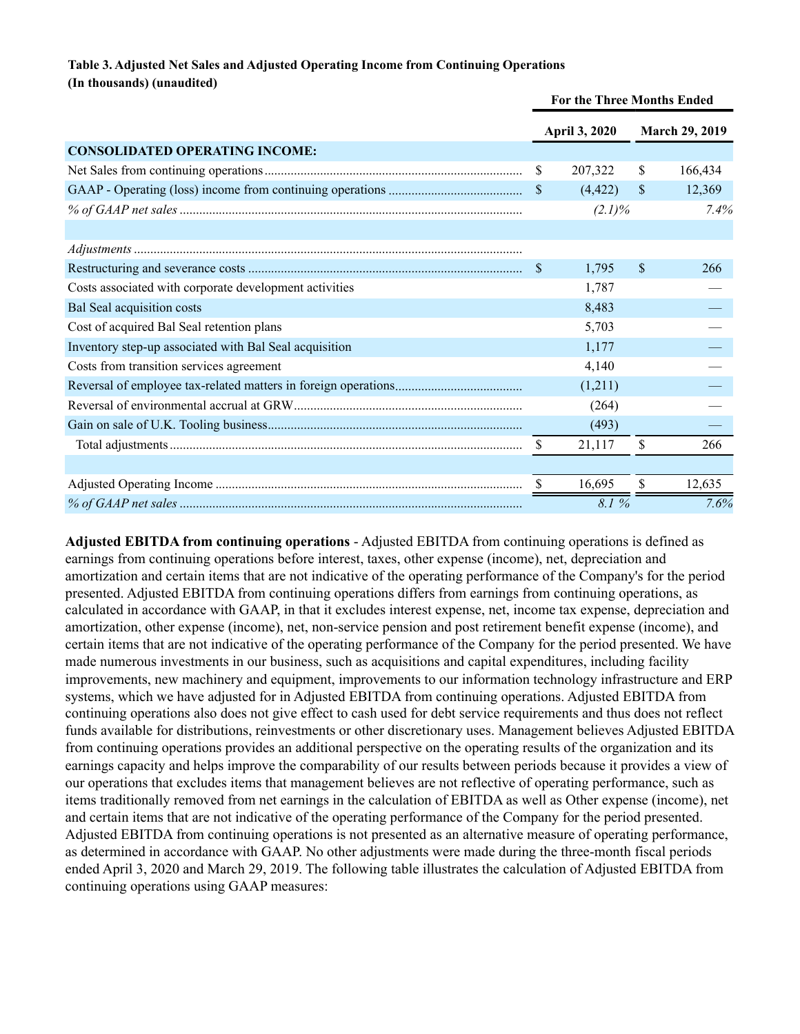**Table 3. Adjusted Net Sales and Adjusted Operating Income from Continuing Operations**
**(In thousands) (unaudited)**

| | For the Three Months Ended | |
|---|---|---|
| | **April 3, 2020** | **March 29, 2019** |
| **CONSOLIDATED OPERATING INCOME:** | | |
| Net Sales from continuing operations | $ 207,322 | $ 166,434 |
| GAAP - Operating (loss) income from continuing operations | $ (4,422) | $ 12,369 |
| *% of GAAP net sales* | *(2.1)%* | *7.4%* |
| | | |
| *Adjustments* | | |
| Restructuring and severance costs | $ 1,795 | $ 266 |
| Costs associated with corporate development activities | 1,787 | — |
| Bal Seal acquisition costs | 8,483 | — |
| Cost of acquired Bal Seal retention plans | 5,703 | — |
| Inventory step-up associated with Bal Seal acquisition | 1,177 | — |
| Costs from transition services agreement | 4,140 | — |
| Reversal of employee tax-related matters in foreign operations | (1,211) | — |
| Reversal of environmental accrual at GRW | (264) | — |
| Gain on sale of U.K. Tooling business | (493) | — |
| Total adjustments | $ 21,117 | $ 266 |
| | | |
| Adjusted Operating Income | $ 16,695 | $ 12,635 |
| *% of GAAP net sales* | *8.1 %* | *7.6%* |

**Adjusted EBITDA from continuing operations** - Adjusted EBITDA from continuing operations is defined as earnings from continuing operations before interest, taxes, other expense (income), net, depreciation and amortization and certain items that are not indicative of the operating performance of the Company's for the period presented. Adjusted EBITDA from continuing operations differs from earnings from continuing operations, as calculated in accordance with GAAP, in that it excludes interest expense, net, income tax expense, depreciation and amortization, other expense (income), net, non-service pension and post retirement benefit expense (income), and certain items that are not indicative of the operating performance of the Company for the period presented. We have made numerous investments in our business, such as acquisitions and capital expenditures, including facility improvements, new machinery and equipment, improvements to our information technology infrastructure and ERP systems, which we have adjusted for in Adjusted EBITDA from continuing operations. Adjusted EBITDA from continuing operations also does not give effect to cash used for debt service requirements and thus does not reflect funds available for distributions, reinvestments or other discretionary uses. Management believes Adjusted EBITDA from continuing operations provides an additional perspective on the operating results of the organization and its earnings capacity and helps improve the comparability of our results between periods because it provides a view of our operations that excludes items that management believes are not reflective of operating performance, such as items traditionally removed from net earnings in the calculation of EBITDA as well as Other expense (income), net and certain items that are not indicative of the operating performance of the Company for the period presented. Adjusted EBITDA from continuing operations is not presented as an alternative measure of operating performance, as determined in accordance with GAAP. No other adjustments were made during the three-month fiscal periods ended April 3, 2020 and March 29, 2019. The following table illustrates the calculation of Adjusted EBITDA from continuing operations using GAAP measures: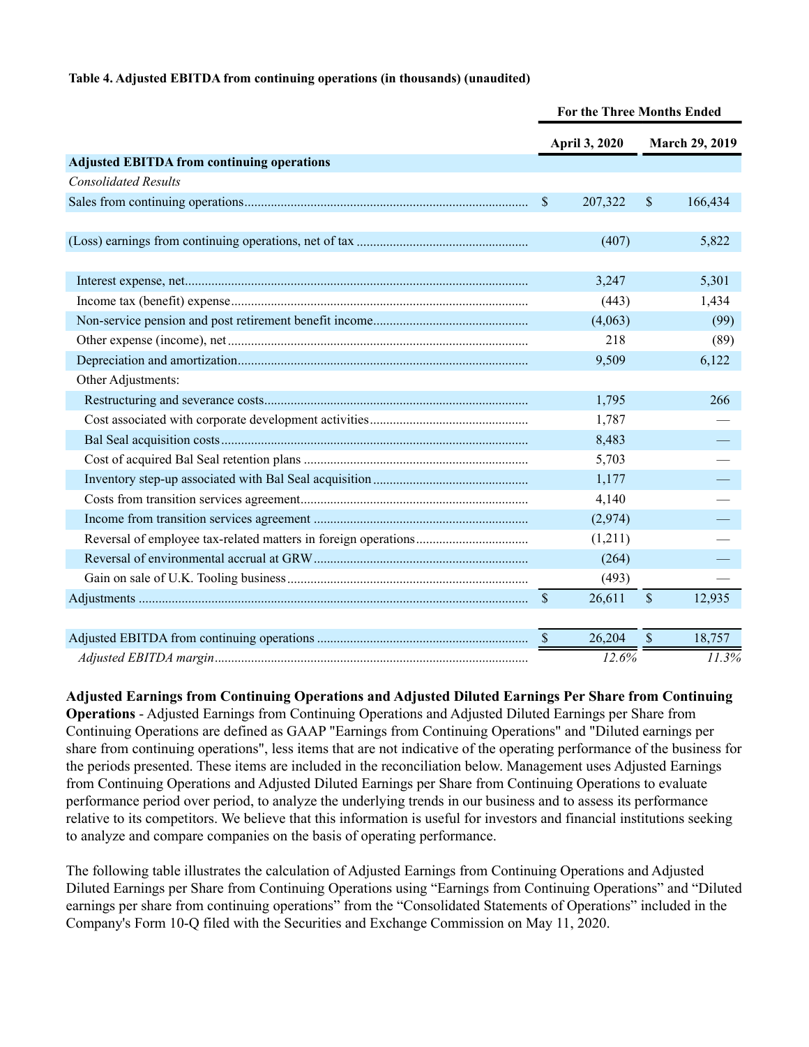**Table 4. Adjusted EBITDA from continuing operations (in thousands) (unaudited)**

| | For the Three Months Ended | |
|---|---|---|
| | April 3, 2020 | March 29, 2019 |
| **Adjusted EBITDA from continuing operations** | | |
| *Consolidated Results* | | |
| Sales from continuing operations | $ 207,322 | $ 166,434 |
| (Loss) earnings from continuing operations, net of tax | (407) | 5,822 |
| Interest expense, net | 3,247 | 5,301 |
| Income tax (benefit) expense | (443) | 1,434 |
| Non-service pension and post retirement benefit income | (4,063) | (99) |
| Other expense (income), net | 218 | (89) |
| Depreciation and amortization | 9,509 | 6,122 |
| Other Adjustments: | | |
| Restructuring and severance costs | 1,795 | 266 |
| Cost associated with corporate development activities | 1,787 | — |
| Bal Seal acquisition costs | 8,483 | — |
| Cost of acquired Bal Seal retention plans | 5,703 | — |
| Inventory step-up associated with Bal Seal acquisition | 1,177 | — |
| Costs from transition services agreement | 4,140 | — |
| Income from transition services agreement | (2,974) | — |
| Reversal of employee tax-related matters in foreign operations | (1,211) | — |
| Reversal of environmental accrual at GRW | (264) | — |
| Gain on sale of U.K. Tooling business | (493) | — |
| Adjustments | $ 26,611 | $ 12,935 |
| Adjusted EBITDA from continuing operations | $ 26,204 | $ 18,757 |
| *Adjusted EBITDA margin* | *12.6%* | *11.3%* |

**Adjusted Earnings from Continuing Operations and Adjusted Diluted Earnings Per Share from Continuing Operations** - Adjusted Earnings from Continuing Operations and Adjusted Diluted Earnings per Share from Continuing Operations are defined as GAAP "Earnings from Continuing Operations" and "Diluted earnings per share from continuing operations", less items that are not indicative of the operating performance of the business for the periods presented. These items are included in the reconciliation below. Management uses Adjusted Earnings from Continuing Operations and Adjusted Diluted Earnings per Share from Continuing Operations to evaluate performance period over period, to analyze the underlying trends in our business and to assess its performance relative to its competitors. We believe that this information is useful for investors and financial institutions seeking to analyze and compare companies on the basis of operating performance.

The following table illustrates the calculation of Adjusted Earnings from Continuing Operations and Adjusted Diluted Earnings per Share from Continuing Operations using "Earnings from Continuing Operations" and "Diluted earnings per share from continuing operations" from the "Consolidated Statements of Operations" included in the Company's Form 10-Q filed with the Securities and Exchange Commission on May 11, 2020.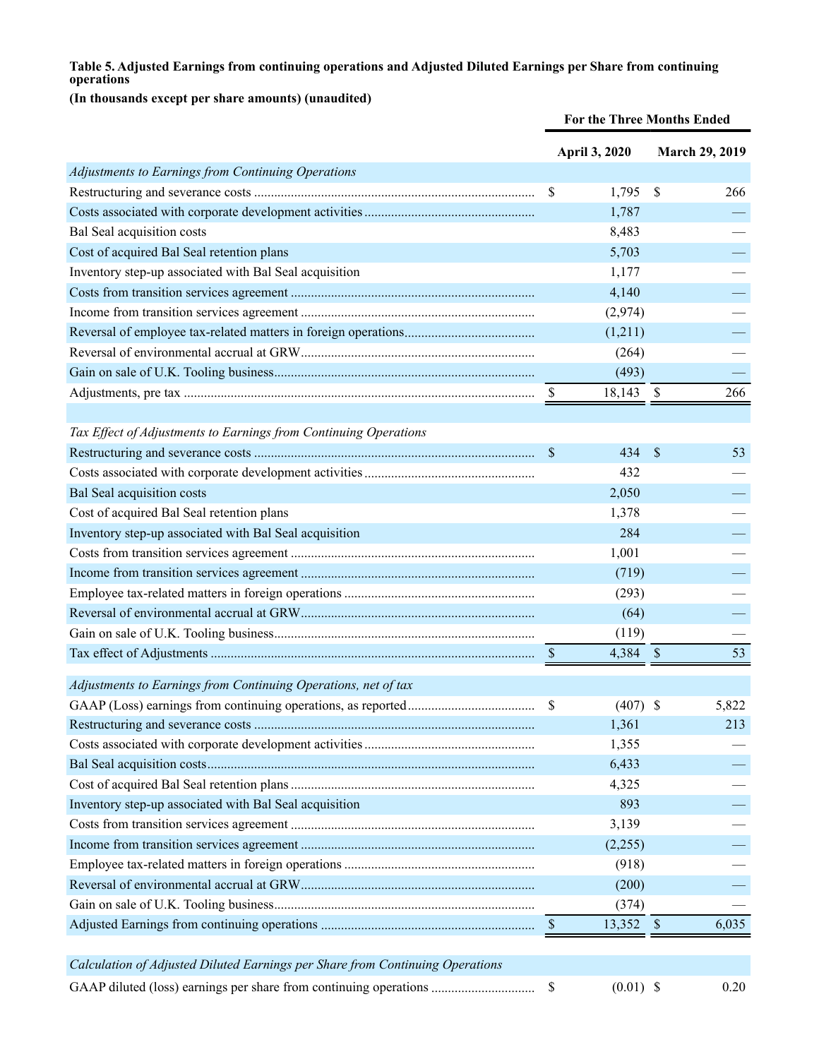**Table 5. Adjusted Earnings from continuing operations and Adjusted Diluted Earnings per Share from continuing operations**

**(In thousands except per share amounts) (unaudited)**

| | For the Three Months Ended | |
|---|---|---|
| | **April 3, 2020** | **March 29, 2019** |
| *Adjustments to Earnings from Continuing Operations* | | |
| Restructuring and severance costs | $ 1,795 | $ 266 |
| Costs associated with corporate development activities | 1,787 | — |
| Bal Seal acquisition costs | 8,483 | — |
| Cost of acquired Bal Seal retention plans | 5,703 | — |
| Inventory step-up associated with Bal Seal acquisition | 1,177 | — |
| Costs from transition services agreement | 4,140 | — |
| Income from transition services agreement | (2,974) | — |
| Reversal of employee tax-related matters in foreign operations | (1,211) | — |
| Reversal of environmental accrual at GRW | (264) | — |
| Gain on sale of U.K. Tooling business | (493) | — |
| Adjustments, pre tax | $ 18,143 | $ 266 |
| | | |
| *Tax Effect of Adjustments to Earnings from Continuing Operations* | | |
| Restructuring and severance costs | $ 434 | $ 53 |
| Costs associated with corporate development activities | 432 | — |
| Bal Seal acquisition costs | 2,050 | — |
| Cost of acquired Bal Seal retention plans | 1,378 | — |
| Inventory step-up associated with Bal Seal acquisition | 284 | — |
| Costs from transition services agreement | 1,001 | — |
| Income from transition services agreement | (719) | — |
| Employee tax-related matters in foreign operations | (293) | — |
| Reversal of environmental accrual at GRW | (64) | — |
| Gain on sale of U.K. Tooling business | (119) | — |
| Tax effect of Adjustments | $ 4,384 | $ 53 |
| | | |
| *Adjustments to Earnings from Continuing Operations, net of tax* | | |
| GAAP (Loss) earnings from continuing operations, as reported | $ (407) | $ 5,822 |
| Restructuring and severance costs | 1,361 | 213 |
| Costs associated with corporate development activities | 1,355 | — |
| Bal Seal acquisition costs | 6,433 | — |
| Cost of acquired Bal Seal retention plans | 4,325 | — |
| Inventory step-up associated with Bal Seal acquisition | 893 | — |
| Costs from transition services agreement | 3,139 | — |
| Income from transition services agreement | (2,255) | — |
| Employee tax-related matters in foreign operations | (918) | — |
| Reversal of environmental accrual at GRW | (200) | — |
| Gain on sale of U.K. Tooling business | (374) | — |
| Adjusted Earnings from continuing operations | $ 13,352 | $ 6,035 |
| | | |
| *Calculation of Adjusted Diluted Earnings per Share from Continuing Operations* | | |
| GAAP diluted (loss) earnings per share from continuing operations | $ (0.01) | $ 0.20 |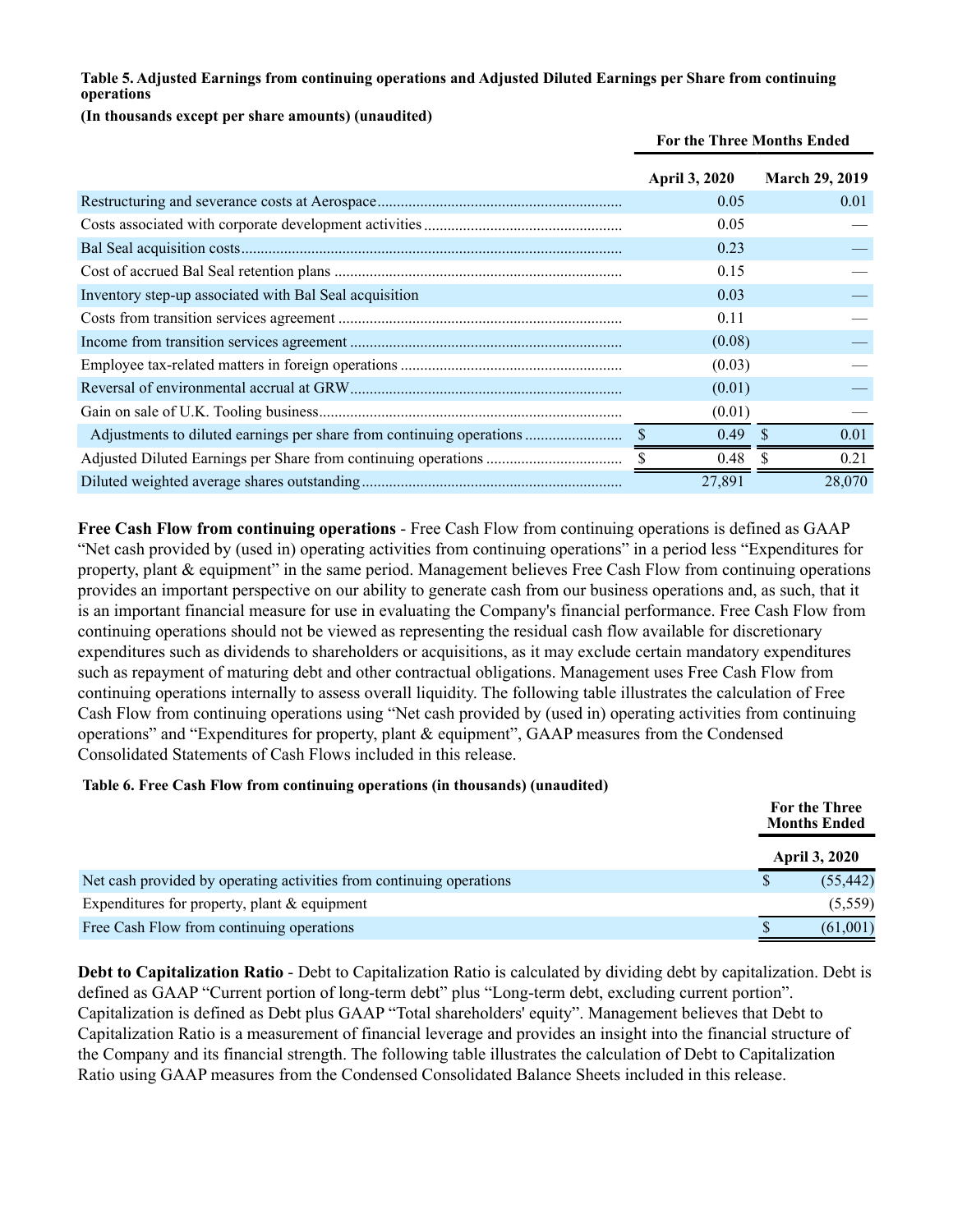**Table 5. Adjusted Earnings from continuing operations and Adjusted Diluted Earnings per Share from continuing operations**

**(In thousands except per share amounts) (unaudited)**

| | For the Three Months Ended | |
|---|---|---|
| | April 3, 2020 | March 29, 2019 |
| Restructuring and severance costs at Aerospace | 0.05 | 0.01 |
| Costs associated with corporate development activities | 0.05 | — |
| Bal Seal acquisition costs | 0.23 | — |
| Cost of accrued Bal Seal retention plans | 0.15 | — |
| Inventory step-up associated with Bal Seal acquisition | 0.03 | — |
| Costs from transition services agreement | 0.11 | — |
| Income from transition services agreement | (0.08) | — |
| Employee tax-related matters in foreign operations | (0.03) | — |
| Reversal of environmental accrual at GRW | (0.01) | — |
| Gain on sale of U.K. Tooling business | (0.01) | — |
| Adjustments to diluted earnings per share from continuing operations | $ 0.49 | $ 0.01 |
| Adjusted Diluted Earnings per Share from continuing operations | $ 0.48 | $ 0.21 |
| Diluted weighted average shares outstanding | 27,891 | 28,070 |

**Free Cash Flow from continuing operations** - Free Cash Flow from continuing operations is defined as GAAP "Net cash provided by (used in) operating activities from continuing operations" in a period less "Expenditures for property, plant & equipment" in the same period. Management believes Free Cash Flow from continuing operations provides an important perspective on our ability to generate cash from our business operations and, as such, that it is an important financial measure for use in evaluating the Company's financial performance. Free Cash Flow from continuing operations should not be viewed as representing the residual cash flow available for discretionary expenditures such as dividends to shareholders or acquisitions, as it may exclude certain mandatory expenditures such as repayment of maturing debt and other contractual obligations. Management uses Free Cash Flow from continuing operations internally to assess overall liquidity. The following table illustrates the calculation of Free Cash Flow from continuing operations using "Net cash provided by (used in) operating activities from continuing operations" and "Expenditures for property, plant & equipment", GAAP measures from the Condensed Consolidated Statements of Cash Flows included in this release.

**Table 6. Free Cash Flow from continuing operations (in thousands) (unaudited)**

| | For the Three Months Ended |
|---|---|
| | April 3, 2020 |
| Net cash provided by operating activities from continuing operations | $ (55,442) |
| Expenditures for property, plant & equipment | (5,559) |
| Free Cash Flow from continuing operations | $ (61,001) |

**Debt to Capitalization Ratio** - Debt to Capitalization Ratio is calculated by dividing debt by capitalization. Debt is defined as GAAP "Current portion of long-term debt" plus "Long-term debt, excluding current portion". Capitalization is defined as Debt plus GAAP "Total shareholders' equity". Management believes that Debt to Capitalization Ratio is a measurement of financial leverage and provides an insight into the financial structure of the Company and its financial strength. The following table illustrates the calculation of Debt to Capitalization Ratio using GAAP measures from the Condensed Consolidated Balance Sheets included in this release.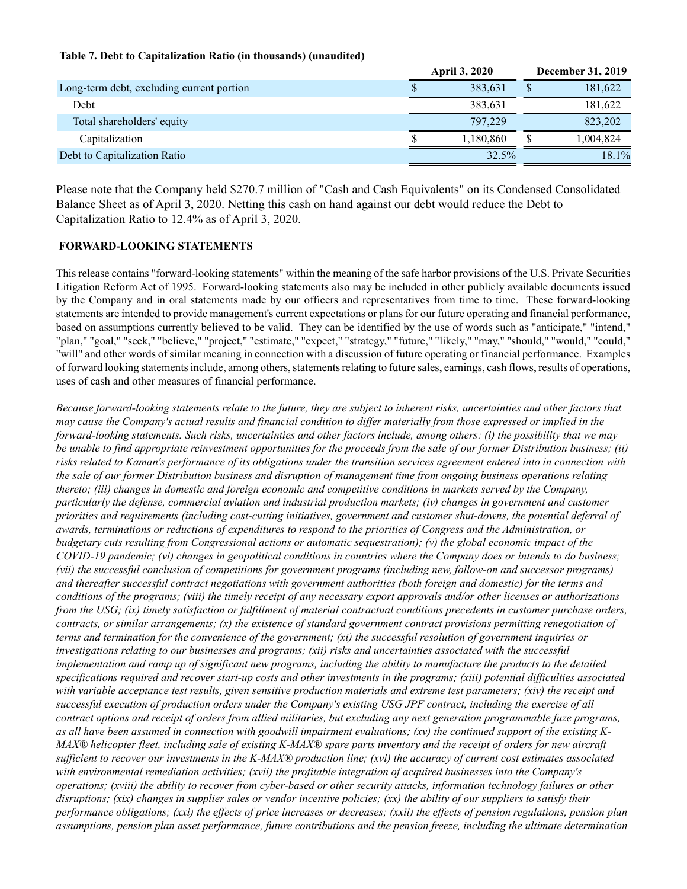**Table 7. Debt to Capitalization Ratio (in thousands) (unaudited)**

| | April 3, 2020 | December 31, 2019 |
|---|---|---|
| Long-term debt, excluding current portion | $ 383,631 | $ 181,622 |
| Debt | 383,631 | 181,622 |
| Total shareholders' equity | 797,229 | 823,202 |
| Capitalization | $ 1,180,860 | $ 1,004,824 |
| Debt to Capitalization Ratio | 32.5% | 18.1% |

Please note that the Company held $270.7 million of "Cash and Cash Equivalents" on its Condensed Consolidated Balance Sheet as of April 3, 2020. Netting this cash on hand against our debt would reduce the Debt to Capitalization Ratio to 12.4% as of April 3, 2020.

**FORWARD-LOOKING STATEMENTS**

This release contains "forward-looking statements" within the meaning of the safe harbor provisions of the U.S. Private Securities Litigation Reform Act of 1995. Forward-looking statements also may be included in other publicly available documents issued by the Company and in oral statements made by our officers and representatives from time to time. These forward-looking statements are intended to provide management's current expectations or plans for our future operating and financial performance, based on assumptions currently believed to be valid. They can be identified by the use of words such as "anticipate," "intend," "plan," "goal," "seek," "believe," "project," "estimate," "expect," "strategy," "future," "likely," "may," "should," "would," "could," "will" and other words of similar meaning in connection with a discussion of future operating or financial performance. Examples of forward looking statements include, among others, statements relating to future sales, earnings, cash flows, results of operations, uses of cash and other measures of financial performance.

*Because forward-looking statements relate to the future, they are subject to inherent risks, uncertainties and other factors that may cause the Company's actual results and financial condition to differ materially from those expressed or implied in the forward-looking statements. Such risks, uncertainties and other factors include, among others: (i) the possibility that we may be unable to find appropriate reinvestment opportunities for the proceeds from the sale of our former Distribution business; (ii) risks related to Kaman's performance of its obligations under the transition services agreement entered into in connection with the sale of our former Distribution business and disruption of management time from ongoing business operations relating thereto; (iii) changes in domestic and foreign economic and competitive conditions in markets served by the Company, particularly the defense, commercial aviation and industrial production markets; (iv) changes in government and customer priorities and requirements (including cost-cutting initiatives, government and customer shut-downs, the potential deferral of awards, terminations or reductions of expenditures to respond to the priorities of Congress and the Administration, or budgetary cuts resulting from Congressional actions or automatic sequestration); (v) the global economic impact of the COVID-19 pandemic; (vi) changes in geopolitical conditions in countries where the Company does or intends to do business; (vii) the successful conclusion of competitions for government programs (including new, follow-on and successor programs) and thereafter successful contract negotiations with government authorities (both foreign and domestic) for the terms and conditions of the programs; (viii) the timely receipt of any necessary export approvals and/or other licenses or authorizations from the USG; (ix) timely satisfaction or fulfillment of material contractual conditions precedents in customer purchase orders, contracts, or similar arrangements; (x) the existence of standard government contract provisions permitting renegotiation of terms and termination for the convenience of the government; (xi) the successful resolution of government inquiries or investigations relating to our businesses and programs; (xii) risks and uncertainties associated with the successful implementation and ramp up of significant new programs, including the ability to manufacture the products to the detailed specifications required and recover start-up costs and other investments in the programs; (xiii) potential difficulties associated with variable acceptance test results, given sensitive production materials and extreme test parameters; (xiv) the receipt and successful execution of production orders under the Company's existing USG JPF contract, including the exercise of all contract options and receipt of orders from allied militaries, but excluding any next generation programmable fuze programs, as all have been assumed in connection with goodwill impairment evaluations; (xv) the continued support of the existing K-MAX® helicopter fleet, including sale of existing K-MAX® spare parts inventory and the receipt of orders for new aircraft sufficient to recover our investments in the K-MAX® production line; (xvi) the accuracy of current cost estimates associated with environmental remediation activities; (xvii) the profitable integration of acquired businesses into the Company's operations; (xviii) the ability to recover from cyber-based or other security attacks, information technology failures or other disruptions; (xix) changes in supplier sales or vendor incentive policies; (xx) the ability of our suppliers to satisfy their performance obligations; (xxi) the effects of price increases or decreases; (xxii) the effects of pension regulations, pension plan assumptions, pension plan asset performance, future contributions and the pension freeze, including the ultimate determination*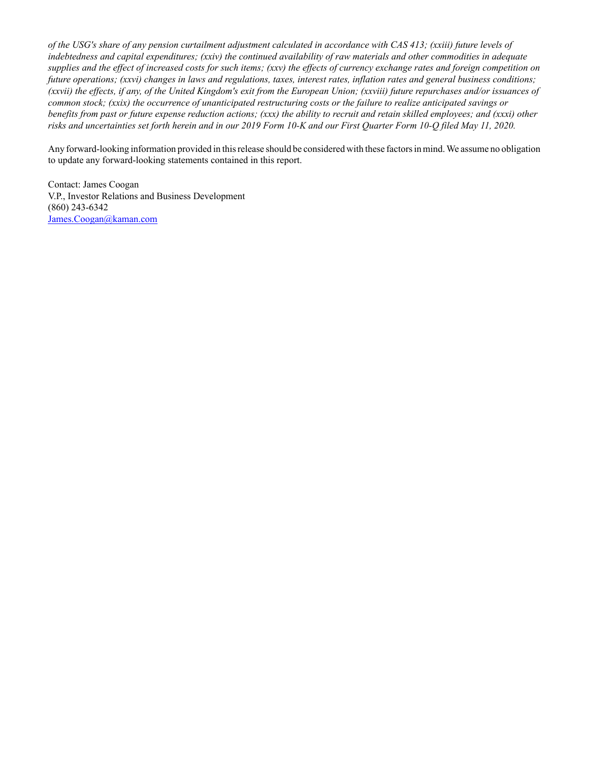*of the USG's share of any pension curtailment adjustment calculated in accordance with CAS 413; (xxiii) future levels of indebtedness and capital expenditures; (xxiv) the continued availability of raw materials and other commodities in adequate supplies and the effect of increased costs for such items; (xxv) the effects of currency exchange rates and foreign competition on future operations; (xxvi) changes in laws and regulations, taxes, interest rates, inflation rates and general business conditions; (xxvii) the effects, if any, of the United Kingdom's exit from the European Union; (xxviii) future repurchases and/or issuances of common stock; (xxix) the occurrence of unanticipated restructuring costs or the failure to realize anticipated savings or benefits from past or future expense reduction actions; (xxx) the ability to recruit and retain skilled employees; and (xxxi) other risks and uncertainties set forth herein and in our 2019 Form 10-K and our First Quarter Form 10-Q filed May 11, 2020.*

Any forward-looking information provided in this release should be considered with these factors in mind. We assume no obligation to update any forward-looking statements contained in this report.

Contact: James Coogan
V.P., Investor Relations and Business Development
(860) 243-6342
James.Coogan@kaman.com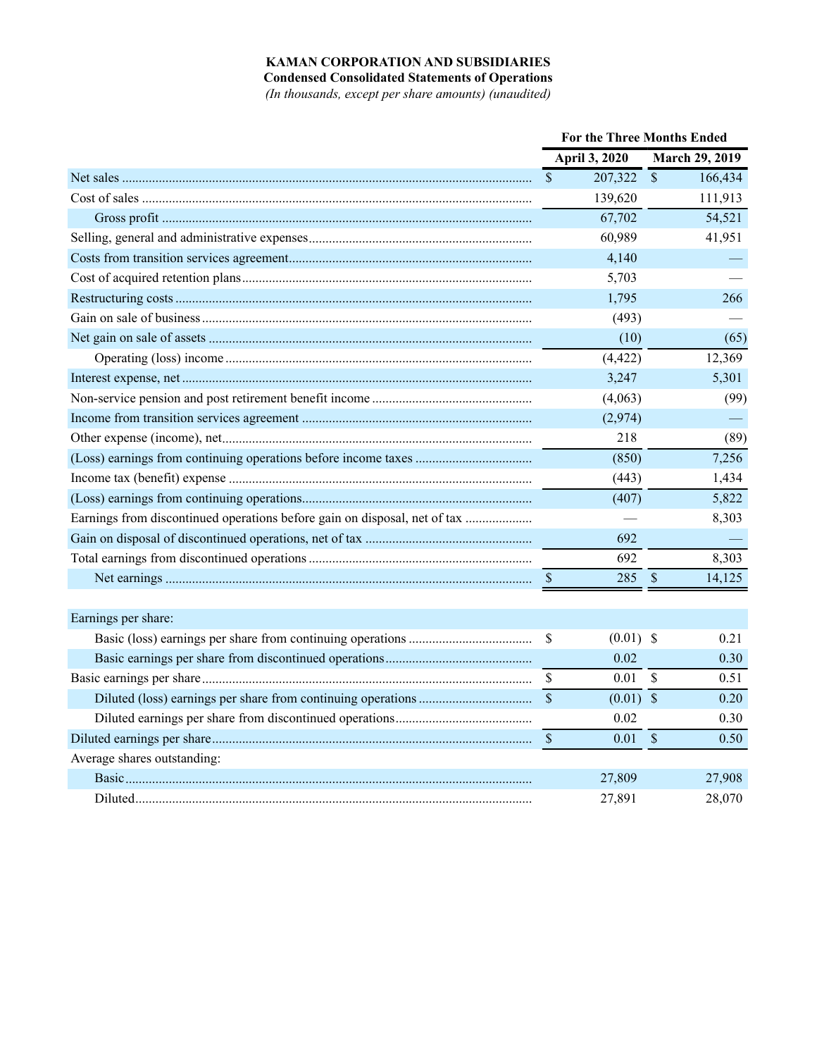**KAMAN CORPORATION AND SUBSIDIARIES**

**Condensed Consolidated Statements of Operations**

*(In thousands, except per share amounts) (unaudited)*

| | For the Three Months Ended | |
|---|---|---|
| | April 3, 2020 | March 29, 2019 |
| Net sales | $ 207,322 | $ 166,434 |
| Cost of sales | 139,620 | 111,913 |
| Gross profit | 67,702 | 54,521 |
| Selling, general and administrative expenses | 60,989 | 41,951 |
| Costs from transition services agreement | 4,140 | — |
| Cost of acquired retention plans | 5,703 | — |
| Restructuring costs | 1,795 | 266 |
| Gain on sale of business | (493) | — |
| Net gain on sale of assets | (10) | (65) |
| Operating (loss) income | (4,422) | 12,369 |
| Interest expense, net | 3,247 | 5,301 |
| Non-service pension and post retirement benefit income | (4,063) | (99) |
| Income from transition services agreement | (2,974) | — |
| Other expense (income), net | 218 | (89) |
| (Loss) earnings from continuing operations before income taxes | (850) | 7,256 |
| Income tax (benefit) expense | (443) | 1,434 |
| (Loss) earnings from continuing operations | (407) | 5,822 |
| Earnings from discontinued operations before gain on disposal, net of tax | — | 8,303 |
| Gain on disposal of discontinued operations, net of tax | 692 | — |
| Total earnings from discontinued operations | 692 | 8,303 |
| Net earnings | $ 285 | $ 14,125 |
| | | |
| Earnings per share: | | |
| Basic (loss) earnings per share from continuing operations | $ (0.01) | $ 0.21 |
| Basic earnings per share from discontinued operations | 0.02 | 0.30 |
| Basic earnings per share | $ 0.01 | $ 0.51 |
| Diluted (loss) earnings per share from continuing operations | $ (0.01) | $ 0.20 |
| Diluted earnings per share from discontinued operations | 0.02 | 0.30 |
| Diluted earnings per share | $ 0.01 | $ 0.50 |
| Average shares outstanding: | | |
| Basic | 27,809 | 27,908 |
| Diluted | 27,891 | 28,070 |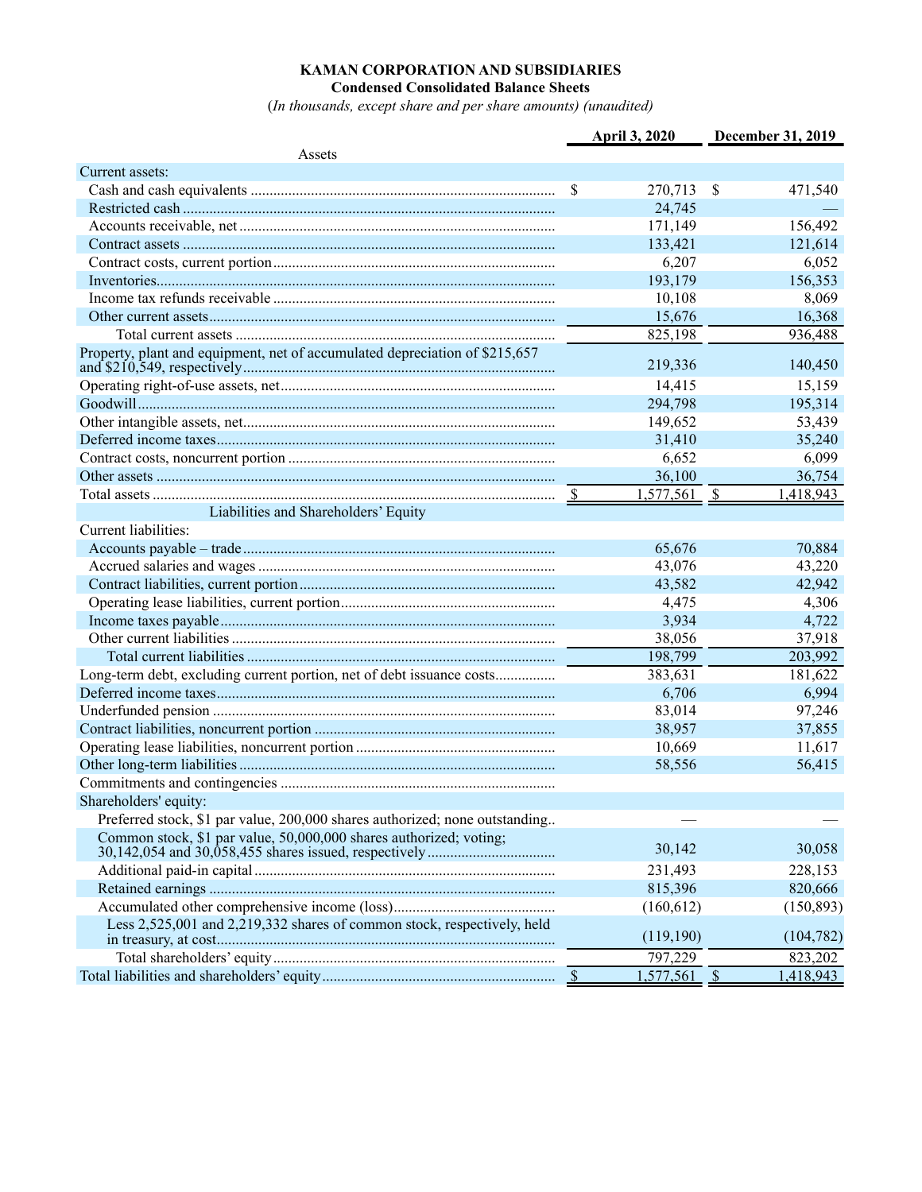**KAMAN CORPORATION AND SUBSIDIARIES**

**Condensed Consolidated Balance Sheets**

(*In thousands, except share and per share amounts) (unaudited)*

| | April 3, 2020 | December 31, 2019 |
|---|---|---|
| **Assets** | | |
| Current assets: | | |
| Cash and cash equivalents | $ 270,713 | $ 471,540 |
| Restricted cash | 24,745 | — |
| Accounts receivable, net | 171,149 | 156,492 |
| Contract assets | 133,421 | 121,614 |
| Contract costs, current portion | 6,207 | 6,052 |
| Inventories | 193,179 | 156,353 |
| Income tax refunds receivable | 10,108 | 8,069 |
| Other current assets | 15,676 | 16,368 |
| Total current assets | 825,198 | 936,488 |
| Property, plant and equipment, net of accumulated depreciation of $215,657 and $210,549, respectively | 219,336 | 140,450 |
| Operating right-of-use assets, net | 14,415 | 15,159 |
| Goodwill | 294,798 | 195,314 |
| Other intangible assets, net | 149,652 | 53,439 |
| Deferred income taxes | 31,410 | 35,240 |
| Contract costs, noncurrent portion | 6,652 | 6,099 |
| Other assets | 36,100 | 36,754 |
| Total assets | $ 1,577,561 | $ 1,418,943 |
| **Liabilities and Shareholders' Equity** | | |
| Current liabilities: | | |
| Accounts payable – trade | 65,676 | 70,884 |
| Accrued salaries and wages | 43,076 | 43,220 |
| Contract liabilities, current portion | 43,582 | 42,942 |
| Operating lease liabilities, current portion | 4,475 | 4,306 |
| Income taxes payable | 3,934 | 4,722 |
| Other current liabilities | 38,056 | 37,918 |
| Total current liabilities | 198,799 | 203,992 |
| Long-term debt, excluding current portion, net of debt issuance costs | 383,631 | 181,622 |
| Deferred income taxes | 6,706 | 6,994 |
| Underfunded pension | 83,014 | 97,246 |
| Contract liabilities, noncurrent portion | 38,957 | 37,855 |
| Operating lease liabilities, noncurrent portion | 10,669 | 11,617 |
| Other long-term liabilities | 58,556 | 56,415 |
| Commitments and contingencies | | |
| Shareholders' equity: | | |
| Preferred stock, $1 par value, 200,000 shares authorized; none outstanding | — | — |
| Common stock, $1 par value, 50,000,000 shares authorized; voting; 30,142,054 and 30,058,455 shares issued, respectively | 30,142 | 30,058 |
| Additional paid-in capital | 231,493 | 228,153 |
| Retained earnings | 815,396 | 820,666 |
| Accumulated other comprehensive income (loss) | (160,612) | (150,893) |
| Less 2,525,001 and 2,219,332 shares of common stock, respectively, held in treasury, at cost | (119,190) | (104,782) |
| Total shareholders' equity | 797,229 | 823,202 |
| Total liabilities and shareholders' equity | $ 1,577,561 | $ 1,418,943 |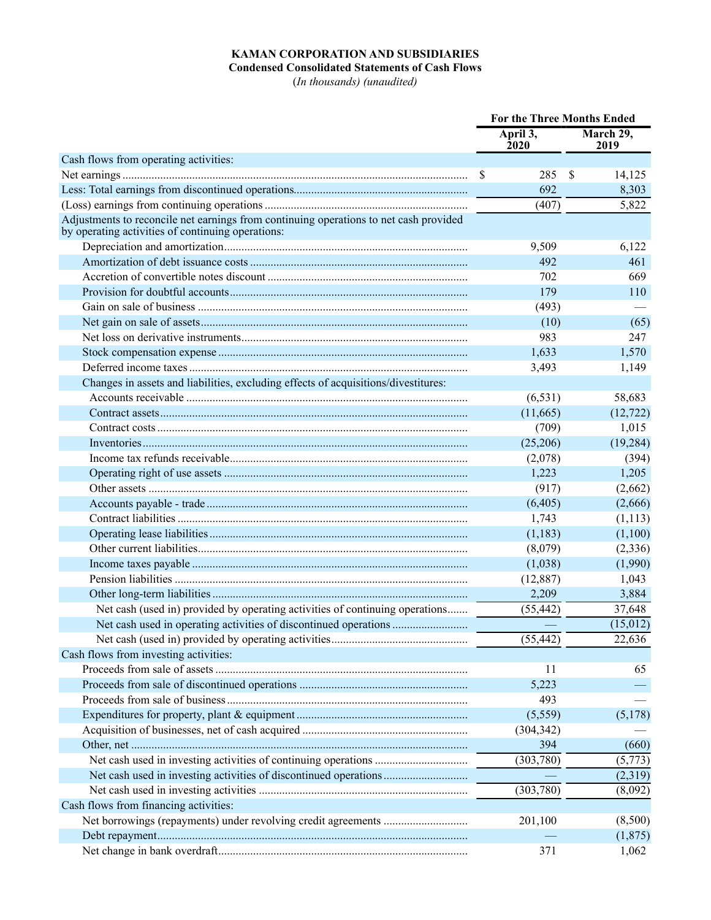**KAMAN CORPORATION AND SUBSIDIARIES**
**Condensed Consolidated Statements of Cash Flows**
(*In thousands) (unaudited)*

| | For the Three Months Ended | |
|---|---|---|
| | April 3, 2020 | March 29, 2019 |
| Cash flows from operating activities: | | |
| Net earnings | $ 285 | $ 14,125 |
| Less: Total earnings from discontinued operations | 692 | 8,303 |
| (Loss) earnings from continuing operations | (407) | 5,822 |
| Adjustments to reconcile net earnings from continuing operations to net cash provided by operating activities of continuing operations: | | |
| Depreciation and amortization | 9,509 | 6,122 |
| Amortization of debt issuance costs | 492 | 461 |
| Accretion of convertible notes discount | 702 | 669 |
| Provision for doubtful accounts | 179 | 110 |
| Gain on sale of business | (493) | — |
| Net gain on sale of assets | (10) | (65) |
| Net loss on derivative instruments | 983 | 247 |
| Stock compensation expense | 1,633 | 1,570 |
| Deferred income taxes | 3,493 | 1,149 |
| Changes in assets and liabilities, excluding effects of acquisitions/divestitures: | | |
| Accounts receivable | (6,531) | 58,683 |
| Contract assets | (11,665) | (12,722) |
| Contract costs | (709) | 1,015 |
| Inventories | (25,206) | (19,284) |
| Income tax refunds receivable | (2,078) | (394) |
| Operating right of use assets | 1,223 | 1,205 |
| Other assets | (917) | (2,662) |
| Accounts payable - trade | (6,405) | (2,666) |
| Contract liabilities | 1,743 | (1,113) |
| Operating lease liabilities | (1,183) | (1,100) |
| Other current liabilities | (8,079) | (2,336) |
| Income taxes payable | (1,038) | (1,990) |
| Pension liabilities | (12,887) | 1,043 |
| Other long-term liabilities | 2,209 | 3,884 |
| Net cash (used in) provided by operating activities of continuing operations | (55,442) | 37,648 |
| Net cash used in operating activities of discontinued operations | — | (15,012) |
| Net cash (used in) provided by operating activities | (55,442) | 22,636 |
| Cash flows from investing activities: | | |
| Proceeds from sale of assets | 11 | 65 |
| Proceeds from sale of discontinued operations | 5,223 | — |
| Proceeds from sale of business | 493 | — |
| Expenditures for property, plant & equipment | (5,559) | (5,178) |
| Acquisition of businesses, net of cash acquired | (304,342) | — |
| Other, net | 394 | (660) |
| Net cash used in investing activities of continuing operations | (303,780) | (5,773) |
| Net cash used in investing activities of discontinued operations | — | (2,319) |
| Net cash used in investing activities | (303,780) | (8,092) |
| Cash flows from financing activities: | | |
| Net borrowings (repayments) under revolving credit agreements | 201,100 | (8,500) |
| Debt repayment | — | (1,875) |
| Net change in bank overdraft | 371 | 1,062 |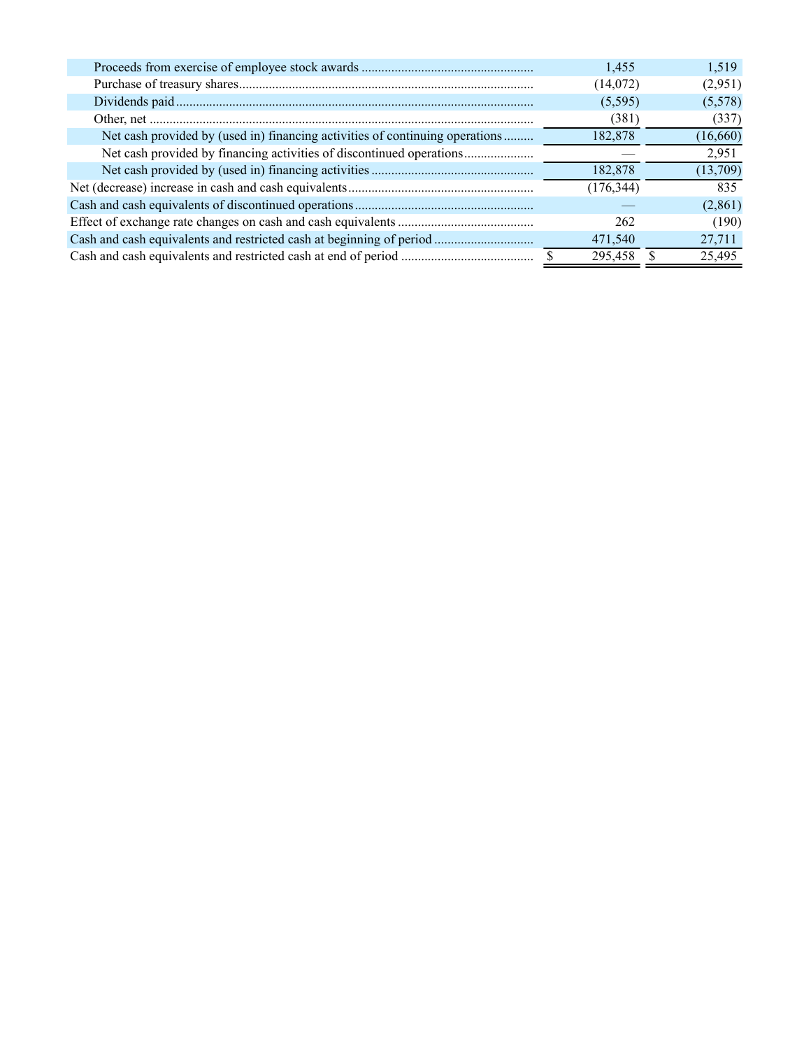| | | |
|---|---|---|
| Proceeds from exercise of employee stock awards | 1,455 | 1,519 |
| Purchase of treasury shares | (14,072) | (2,951) |
| Dividends paid | (5,595) | (5,578) |
| Other, net | (381) | (337) |
| Net cash provided by (used in) financing activities of continuing operations | 182,878 | (16,660) |
| Net cash provided by financing activities of discontinued operations | — | 2,951 |
| Net cash provided by (used in) financing activities | 182,878 | (13,709) |
| Net (decrease) increase in cash and cash equivalents | (176,344) | 835 |
| Cash and cash equivalents of discontinued operations | — | (2,861) |
| Effect of exchange rate changes on cash and cash equivalents | 262 | (190) |
| Cash and cash equivalents and restricted cash at beginning of period | 471,540 | 27,711 |
| Cash and cash equivalents and restricted cash at end of period | $ 295,458 | $ 25,495 |